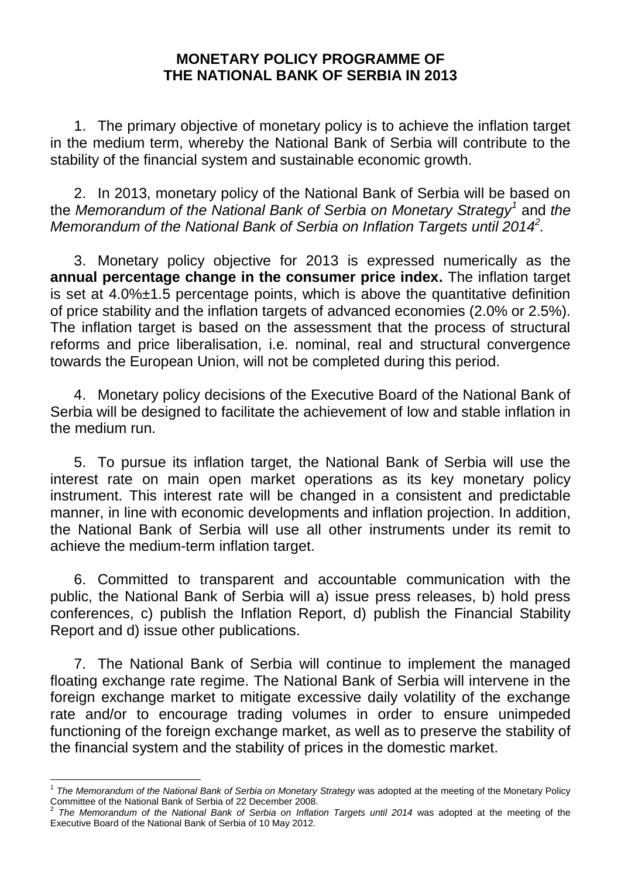# MONETARY POLICY PROGRAMME OF THE NATIONAL BANK OF SERBIA IN 2013

1. The primary objective of monetary policy is to achieve the inflation target in the medium term, whereby the National Bank of Serbia will contribute to the stability of the financial system and sustainable economic growth.

2. In 2013, monetary policy of the National Bank of Serbia will be based on the *Memorandum of the National Bank of Serbia on Monetary Strategy*[1] and *the Memorandum of the National Bank of Serbia on Inflation Targets until 2014*[2].

3. Monetary policy objective for 2013 is expressed numerically as the **annual percentage change in the consumer price index.** The inflation target is set at 4.0%±1.5 percentage points, which is above the quantitative definition of price stability and the inflation targets of advanced economies (2.0% or 2.5%). The inflation target is based on the assessment that the process of structural reforms and price liberalisation, i.e. nominal, real and structural convergence towards the European Union, will not be completed during this period.

4. Monetary policy decisions of the Executive Board of the National Bank of Serbia will be designed to facilitate the achievement of low and stable inflation in the medium run.

5. To pursue its inflation target, the National Bank of Serbia will use the interest rate on main open market operations as its key monetary policy instrument. This interest rate will be changed in a consistent and predictable manner, in line with economic developments and inflation projection. In addition, the National Bank of Serbia will use all other instruments under its remit to achieve the medium-term inflation target.

6. Committed to transparent and accountable communication with the public, the National Bank of Serbia will a) issue press releases, b) hold press conferences, c) publish the Inflation Report, d) publish the Financial Stability Report and d) issue other publications.

7. The National Bank of Serbia will continue to implement the managed floating exchange rate regime. The National Bank of Serbia will intervene in the foreign exchange market to mitigate excessive daily volatility of the exchange rate and/or to encourage trading volumes in order to ensure unimpeded functioning of the foreign exchange market, as well as to preserve the stability of the financial system and the stability of prices in the domestic market.

---

[1] *The Memorandum of the National Bank of Serbia on Monetary Strategy* was adopted at the meeting of the Monetary Policy Committee of the National Bank of Serbia of 22 December 2008.

[2] *The Memorandum of the National Bank of Serbia on Inflation Targets until 2014* was adopted at the meeting of the Executive Board of the National Bank of Serbia of 10 May 2012.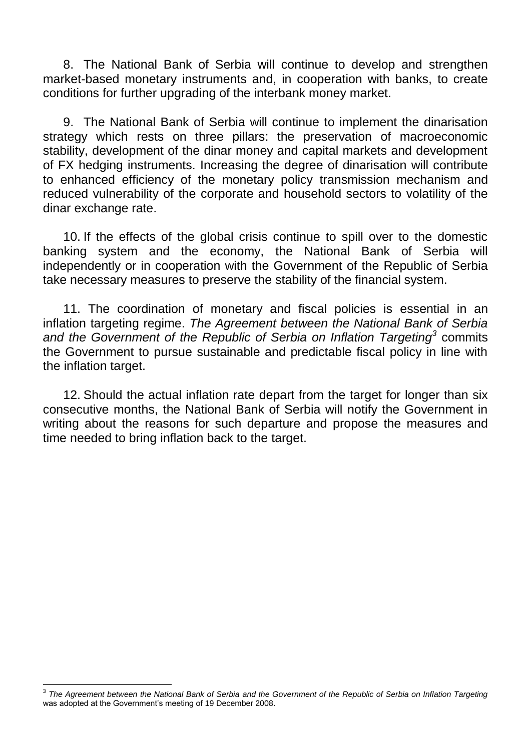8. The National Bank of Serbia will continue to develop and strengthen market-based monetary instruments and, in cooperation with banks, to create conditions for further upgrading of the interbank money market.

9. The National Bank of Serbia will continue to implement the dinarisation strategy which rests on three pillars: the preservation of macroeconomic stability, development of the dinar money and capital markets and development of FX hedging instruments. Increasing the degree of dinarisation will contribute to enhanced efficiency of the monetary policy transmission mechanism and reduced vulnerability of the corporate and household sectors to volatility of the dinar exchange rate.

10. If the effects of the global crisis continue to spill over to the domestic banking system and the economy, the National Bank of Serbia will independently or in cooperation with the Government of the Republic of Serbia take necessary measures to preserve the stability of the financial system.

11. The coordination of monetary and fiscal policies is essential in an inflation targeting regime. *The Agreement between the National Bank of Serbia and the Government of the Republic of Serbia on Inflation Targeting*[3] commits the Government to pursue sustainable and predictable fiscal policy in line with the inflation target.

12. Should the actual inflation rate depart from the target for longer than six consecutive months, the National Bank of Serbia will notify the Government in writing about the reasons for such departure and propose the measures and time needed to bring inflation back to the target.

[3] *The Agreement between the National Bank of Serbia and the Government of the Republic of Serbia on Inflation Targeting* was adopted at the Government's meeting of 19 December 2008.